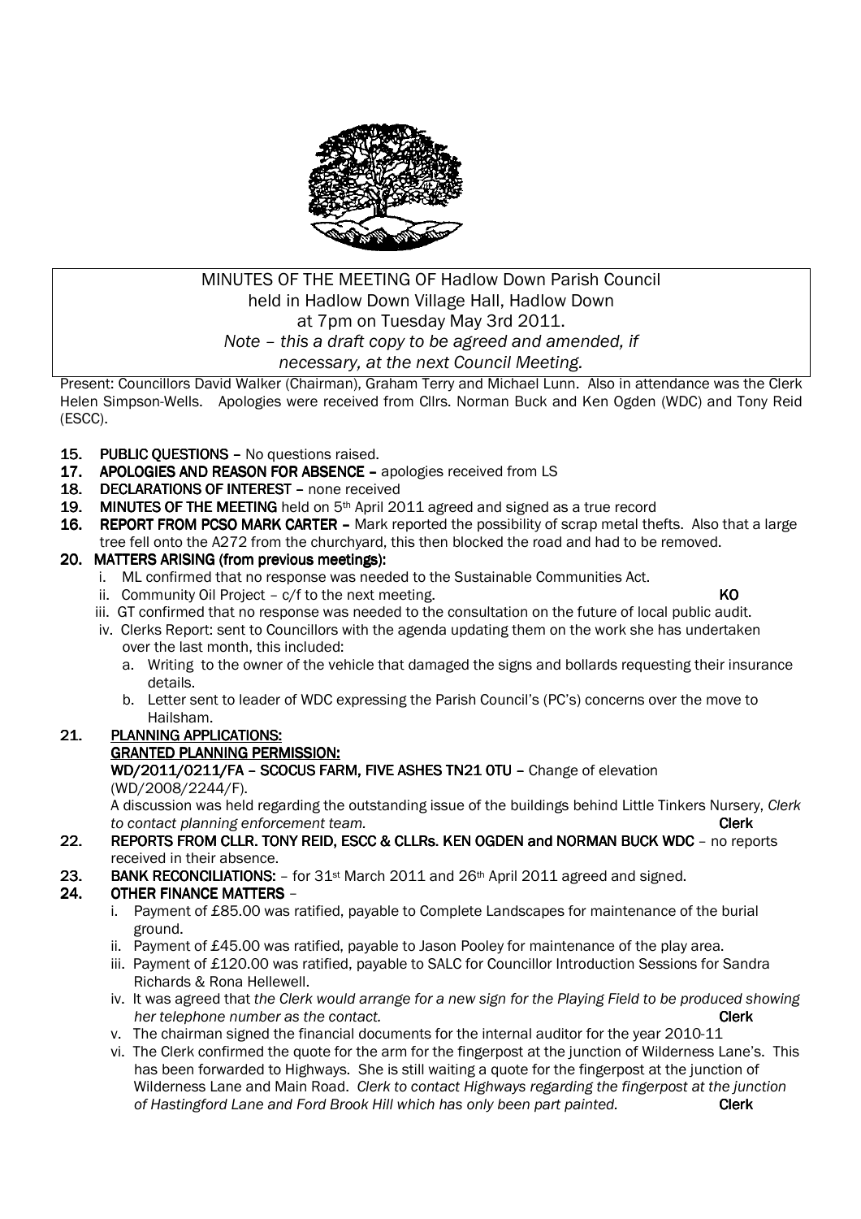MINUTES OF THE MEETING OF Hadlow Down Parish Council
held in Hadlow Down Village Hall, Hadlow Down
at 7pm on Tuesday May 3rd 2011.
*Note – this a draft copy to be agreed and amended, if necessary, at the next Council Meeting.*

Present: Councillors David Walker (Chairman), Graham Terry and Michael Lunn. Also in attendance was the Clerk Helen Simpson-Wells. Apologies were received from Cllrs. Norman Buck and Ken Ogden (WDC) and Tony Reid (ESCC).

**15. PUBLIC QUESTIONS** – No questions raised.

**17. APOLOGIES AND REASON FOR ABSENCE** – apologies received from LS

**18. DECLARATIONS OF INTEREST** – none received

**19. MINUTES OF THE MEETING** held on 5th April 2011 agreed and signed as a true record

**16. REPORT FROM PCSO MARK CARTER** – Mark reported the possibility of scrap metal thefts. Also that a large tree fell onto the A272 from the churchyard, this then blocked the road and had to be removed.

**20. MATTERS ARISING (from previous meetings):**

i. ML confirmed that no response was needed to the Sustainable Communities Act.
ii. Community Oil Project – c/f to the next meeting. **KO**
iii. GT confirmed that no response was needed to the consultation on the future of local public audit.
iv. Clerks Report: sent to Councillors with the agenda updating them on the work she has undertaken over the last month, this included:
   a. Writing to the owner of the vehicle that damaged the signs and bollards requesting their insurance details.
   b. Letter sent to leader of WDC expressing the Parish Council's (PC's) concerns over the move to Hailsham.

**21. PLANNING APPLICATIONS:**

**GRANTED PLANNING PERMISSION:**

**WD/2011/0211/FA – SCOCUS FARM, FIVE ASHES TN21 0TU** – Change of elevation (WD/2008/2244/F).

A discussion was held regarding the outstanding issue of the buildings behind Little Tinkers Nursery, *Clerk to contact planning enforcement team.* **Clerk**

**22. REPORTS FROM CLLR. TONY REID, ESCC & CLLRs. KEN OGDEN and NORMAN BUCK WDC** – no reports received in their absence.

**23. BANK RECONCILIATIONS:** – for 31st March 2011 and 26th April 2011 agreed and signed.

**24. OTHER FINANCE MATTERS** –

i. Payment of £85.00 was ratified, payable to Complete Landscapes for maintenance of the burial ground.
ii. Payment of £45.00 was ratified, payable to Jason Pooley for maintenance of the play area.
iii. Payment of £120.00 was ratified, payable to SALC for Councillor Introduction Sessions for Sandra Richards & Rona Hellewell.
iv. It was agreed that *the Clerk would arrange for a new sign for the Playing Field to be produced showing her telephone number as the contact.* **Clerk**
v. The chairman signed the financial documents for the internal auditor for the year 2010-11
vi. The Clerk confirmed the quote for the arm for the fingerpost at the junction of Wilderness Lane's. This has been forwarded to Highways. She is still waiting a quote for the fingerpost at the junction of Wilderness Lane and Main Road. *Clerk to contact Highways regarding the fingerpost at the junction of Hastingford Lane and Ford Brook Hill which has only been part painted.* **Clerk**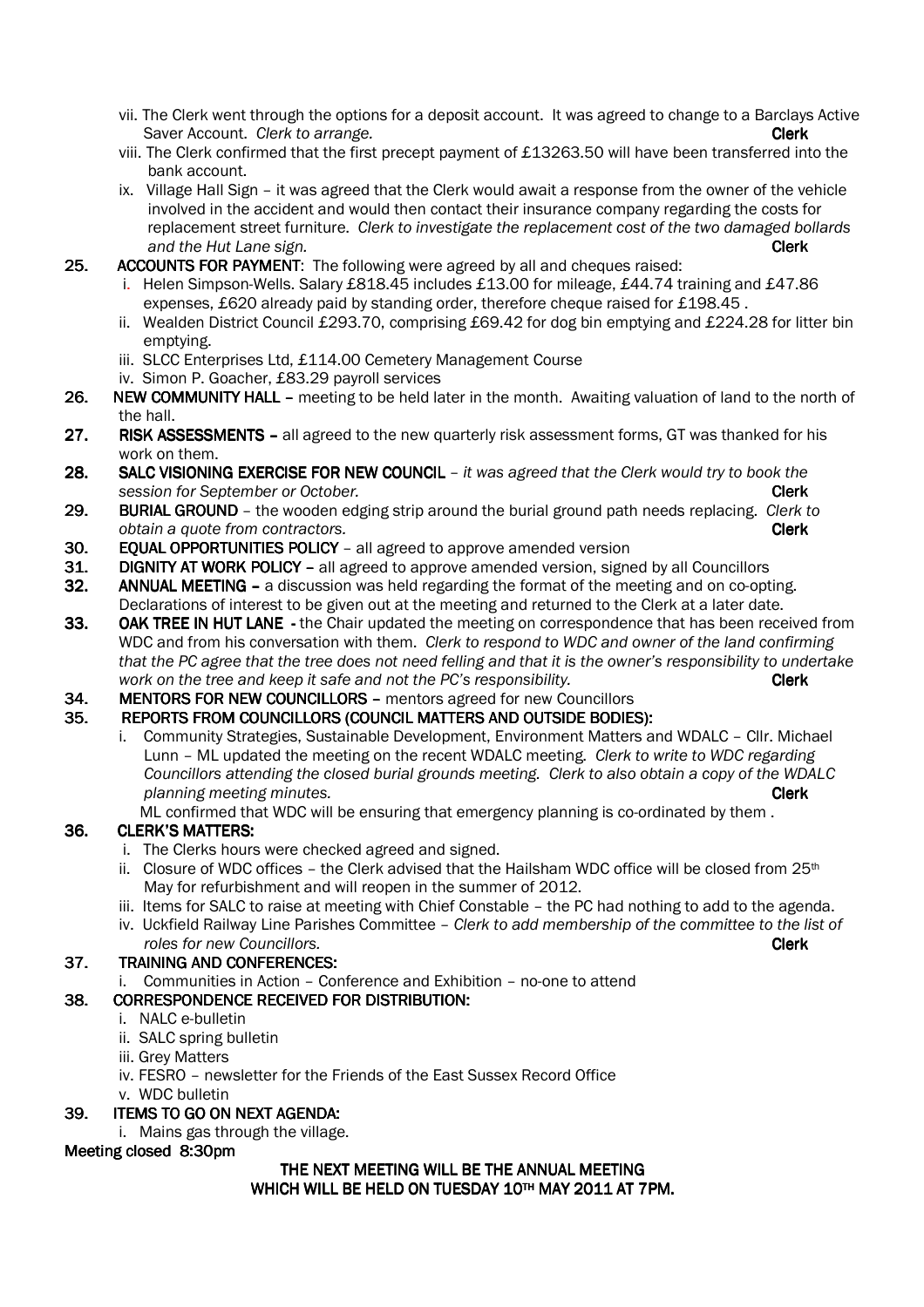vii. The Clerk went through the options for a deposit account. It was agreed to change to a Barclays Active Saver Account. *Clerk to arrange.* **Clerk**

viii. The Clerk confirmed that the first precept payment of £13263.50 will have been transferred into the bank account.

ix. Village Hall Sign – it was agreed that the Clerk would await a response from the owner of the vehicle involved in the accident and would then contact their insurance company regarding the costs for replacement street furniture. *Clerk to investigate the replacement cost of the two damaged bollards and the Hut Lane sign.* **Clerk**

**25. ACCOUNTS FOR PAYMENT**: The following were agreed by all and cheques raised:

i. Helen Simpson-Wells. Salary £818.45 includes £13.00 for mileage, £44.74 training and £47.86 expenses, £620 already paid by standing order, therefore cheque raised for £198.45 .

ii. Wealden District Council £293.70, comprising £69.42 for dog bin emptying and £224.28 for litter bin emptying.

iii. SLCC Enterprises Ltd, £114.00 Cemetery Management Course

iv. Simon P. Goacher, £83.29 payroll services

**26. NEW COMMUNITY HALL** – meeting to be held later in the month. Awaiting valuation of land to the north of the hall.

**27. RISK ASSESSMENTS** – all agreed to the new quarterly risk assessment forms, GT was thanked for his work on them.

**28. SALC VISIONING EXERCISE FOR NEW COUNCIL** – *it was agreed that the Clerk would try to book the session for September or October.* **Clerk**

**29. BURIAL GROUND** – the wooden edging strip around the burial ground path needs replacing. *Clerk to obtain a quote from contractors.* **Clerk**

**30. EQUAL OPPORTUNITIES POLICY** – all agreed to approve amended version

**31. DIGNITY AT WORK POLICY** – all agreed to approve amended version, signed by all Councillors

**32. ANNUAL MEETING** – a discussion was held regarding the format of the meeting and on co-opting. Declarations of interest to be given out at the meeting and returned to the Clerk at a later date.

**33. OAK TREE IN HUT LANE** - the Chair updated the meeting on correspondence that has been received from WDC and from his conversation with them. *Clerk to respond to WDC and owner of the land confirming that the PC agree that the tree does not need felling and that it is the owner's responsibility to undertake work on the tree and keep it safe and not the PC's responsibility.* **Clerk**

**34. MENTORS FOR NEW COUNCILLORS** – mentors agreed for new Councillors

**35. REPORTS FROM COUNCILLORS (COUNCIL MATTERS AND OUTSIDE BODIES):**

i. Community Strategies, Sustainable Development, Environment Matters and WDALC – Cllr. Michael Lunn – ML updated the meeting on the recent WDALC meeting. *Clerk to write to WDC regarding Councillors attending the closed burial grounds meeting. Clerk to also obtain a copy of the WDALC planning meeting minutes.* **Clerk**

ML confirmed that WDC will be ensuring that emergency planning is co-ordinated by them .

**36. CLERK'S MATTERS:**

i. The Clerks hours were checked agreed and signed.

ii. Closure of WDC offices – the Clerk advised that the Hailsham WDC office will be closed from 25th May for refurbishment and will reopen in the summer of 2012.

iii. Items for SALC to raise at meeting with Chief Constable – the PC had nothing to add to the agenda.

iv. Uckfield Railway Line Parishes Committee – *Clerk to add membership of the committee to the list of roles for new Councillors.* **Clerk**

**37. TRAINING AND CONFERENCES:**

i. Communities in Action – Conference and Exhibition – no-one to attend

**38. CORRESPONDENCE RECEIVED FOR DISTRIBUTION:**

i. NALC e-bulletin

ii. SALC spring bulletin

iii. Grey Matters

iv. FESRO – newsletter for the Friends of the East Sussex Record Office

v. WDC bulletin

**39. ITEMS TO GO ON NEXT AGENDA:**

i. Mains gas through the village.

**Meeting closed 8:30pm**

**THE NEXT MEETING WILL BE THE ANNUAL MEETING WHICH WILL BE HELD ON TUESDAY 10TH MAY 2011 AT 7PM.**